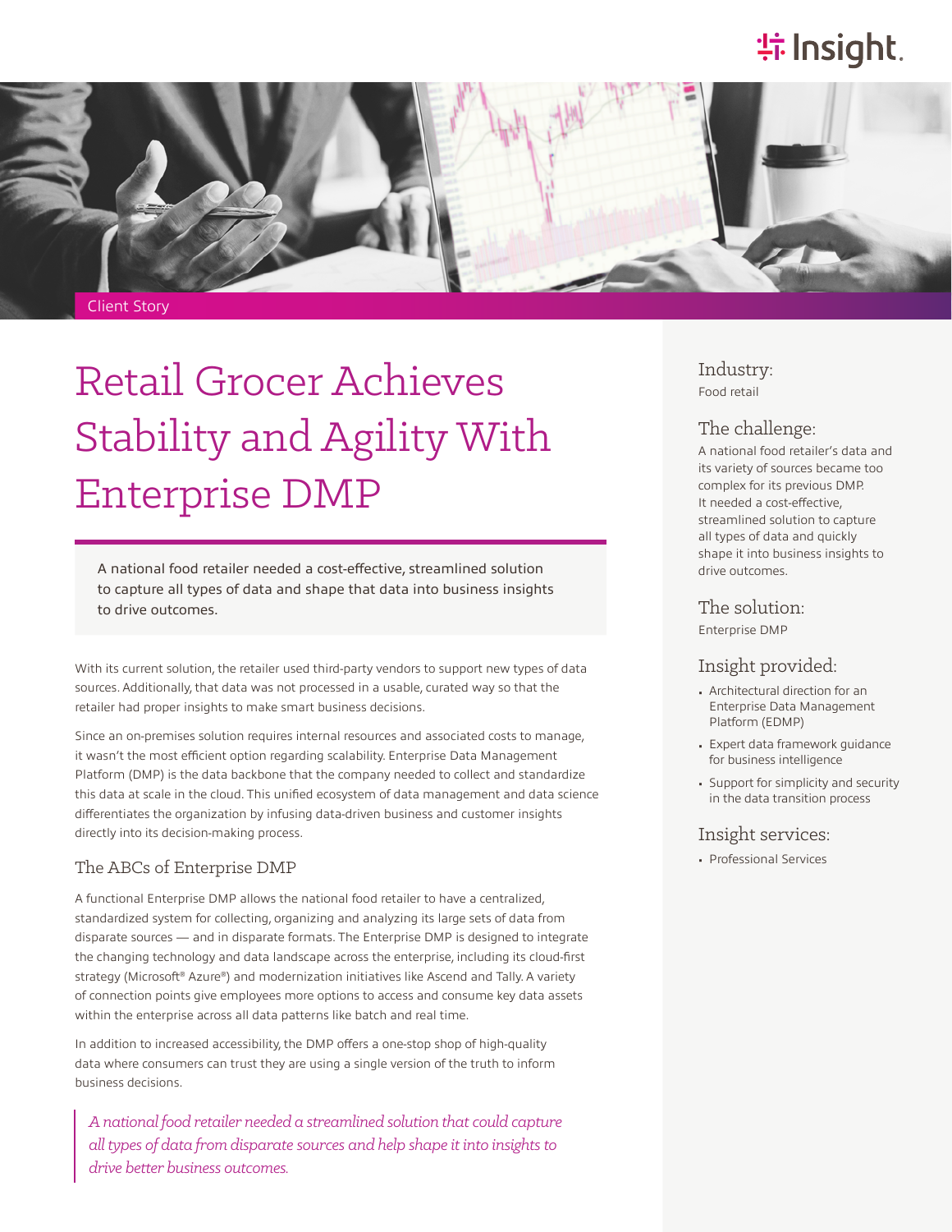Client Story

# Retail Grocer Achieves Stability and Agility With Enterprise DMP

A national food retailer needed a cost-effective, streamlined solution to capture all types of data and shape that data into business insights to drive outcomes.

With its current solution, the retailer used third-party vendors to support new types of data sources. Additionally, that data was not processed in a usable, curated way so that the retailer had proper insights to make smart business decisions.

Since an on-premises solution requires internal resources and associated costs to manage, it wasn't the most efficient option regarding scalability. Enterprise Data Management Platform (DMP) is the data backbone that the company needed to collect and standardize this data at scale in the cloud. This unified ecosystem of data management and data science differentiates the organization by infusing data-driven business and customer insights directly into its decision-making process.

## The ABCs of Enterprise DMP

A functional Enterprise DMP allows the national food retailer to have a centralized, standardized system for collecting, organizing and analyzing its large sets of data from disparate sources — and in disparate formats. The Enterprise DMP is designed to integrate the changing technology and data landscape across the enterprise, including its cloud-first strategy (Microsoft® Azure®) and modernization initiatives like Ascend and Tally. A variety of connection points give employees more options to access and consume key data assets within the enterprise across all data patterns like batch and real time.

In addition to increased accessibility, the DMP offers a one-stop shop of high-quality data where consumers can trust they are using a single version of the truth to inform business decisions.

> *A national food retailer needed a streamlined solution that could capture all types of data from disparate sources and help shape it into insights to drive better business outcomes.*

### Industry:

Food retail

### The challenge:

A national food retailer's data and its variety of sources became too complex for its previous DMP. It needed a cost-effective, streamlined solution to capture all types of data and quickly shape it into business insights to drive outcomes.

### The solution:

Enterprise DMP

### Insight provided:

- Architectural direction for an Enterprise Data Management Platform (EDMP)
- Expert data framework guidance for business intelligence
- Support for simplicity and security in the data transition process

### Insight services:

- Professional Services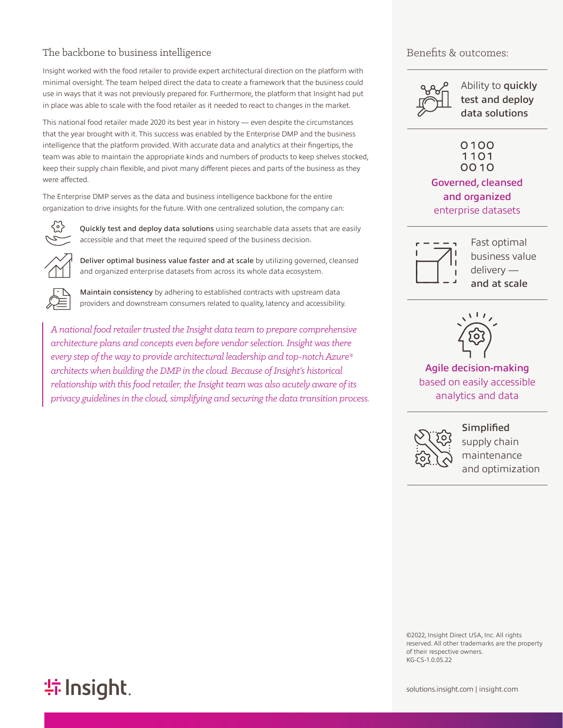## The backbone to business intelligence

Insight worked with the food retailer to provide expert architectural direction on the platform with minimal oversight. The team helped direct the data to create a framework that the business could use in ways that it was not previously prepared for. Furthermore, the platform that Insight had put in place was able to scale with the food retailer as it needed to react to changes in the market.

This national food retailer made 2020 its best year in history — even despite the circumstances that the year brought with it. This success was enabled by the Enterprise DMP and the business intelligence that the platform provided. With accurate data and analytics at their fingertips, the team was able to maintain the appropriate kinds and numbers of products to keep shelves stocked, keep their supply chain flexible, and pivot many different pieces and parts of the business as they were affected.

The Enterprise DMP serves as the data and business intelligence backbone for the entire organization to drive insights for the future. With one centralized solution, the company can:

- **Quickly test and deploy data solutions** using searchable data assets that are easily accessible and that meet the required speed of the business decision.
- **Deliver optimal business value faster and at scale** by utilizing governed, cleansed and organized enterprise datasets from across its whole data ecosystem.
- **Maintain consistency** by adhering to established contracts with upstream data providers and downstream consumers related to quality, latency and accessibility.

> *A national food retailer trusted the Insight data team to prepare comprehensive architecture plans and concepts even before vendor selection. Insight was there every step of the way to provide architectural leadership and top-notch Azure® architects when building the DMP in the cloud. Because of Insight's historical relationship with this food retailer, the Insight team was also acutely aware of its privacy guidelines in the cloud, simplifying and securing the data transition process.*

## Benefits & outcomes:

Ability to **quickly test and deploy data solutions**

0100
1101
0010

**Governed, cleansed and organized** enterprise datasets

Fast optimal business value delivery — **and at scale**

**Agile decision-making** based on easily accessible analytics and data

**Simplified** supply chain maintenance and optimization

©2022, Insight Direct USA, Inc. All rights reserved. All other trademarks are the property of their respective owners.
KG-CS-1.0.05.22

Insight.

solutions.insight.com | insight.com